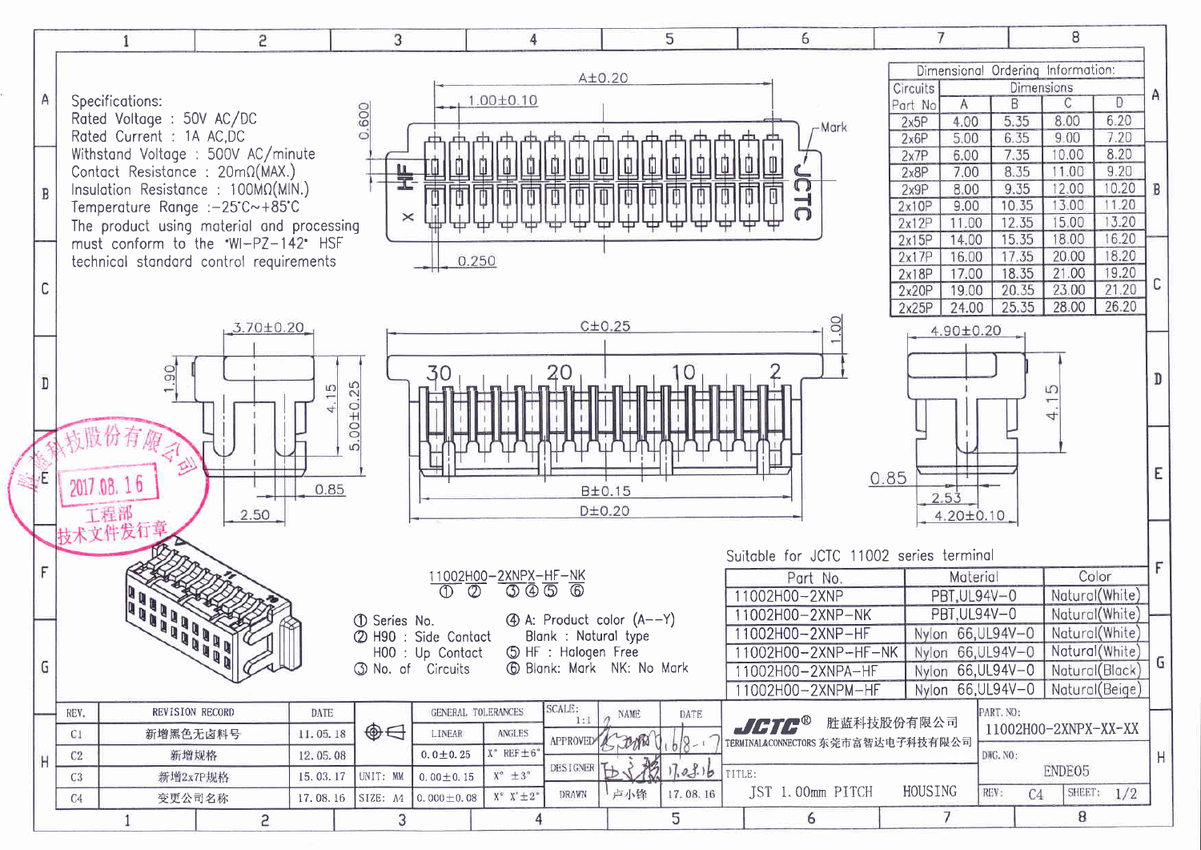## Specifications:

Rated Voltage : 50V AC/DC
Rated Current : 1A AC,DC
Withstand Voltage : 500V AC/minute
Contact Resistance : 20mΩ(MAX.)
Insulation Resistance : 100MΩ(MIN.)
Temperature Range : -25°C~+85°C
The product using material and processing must conform to the "WI-PZ-142" HSF technical standard control requirements

## Dimensional Ordering Information:

| Circuits Part No | A | B | C | D |
|---|---|---|---|---|
| 2x5P | 4.00 | 5.35 | 8.00 | 6.20 |
| 2x6P | 5.00 | 6.35 | 9.00 | 7.20 |
| 2x7P | 6.00 | 7.35 | 10.00 | 8.20 |
| 2x8P | 7.00 | 8.35 | 11.00 | 9.20 |
| 2x9P | 8.00 | 9.35 | 12.00 | 10.20 |
| 2x10P | 9.00 | 10.35 | 13.00 | 11.20 |
| 2x12P | 11.00 | 12.35 | 15.00 | 13.20 |
| 2x15P | 14.00 | 15.35 | 18.00 | 16.20 |
| 2x17P | 16.00 | 17.35 | 20.00 | 18.20 |
| 2x18P | 17.00 | 18.35 | 21.00 | 19.20 |
| 2x20P | 19.00 | 20.35 | 23.00 | 21.20 |
| 2x25P | 24.00 | 25.35 | 28.00 | 26.20 |

A±0.20　1.00±0.10　0.600　Mark　HF　JCTC　X　0.250

3.70±0.20　1.90　4.15　5.00±0.25　0.85　2.50

C±0.25　1.00　30　20　10　2　B±0.15　D±0.20

4.90±0.20　4.15　0.85　2.53　4.20±0.10

胜蓝科技股份有限公司 2017.08.16 工程部 技术文件发行章

11002H00-2XNPX-HF-NK
① ② ③④⑤ ⑥

① Series No.
② H90 : Side Contact
H00 : Up Contact
③ No. of Circuits
④ A: Product color (A--Y)
Blank : Natural type
⑤ HF : Halogen Free
⑥ Blank: Mark NK: No Mark

Suitable for JCTC 11002 series terminal

| Part No. | Material | Color |
|---|---|---|
| 11002H00-2XNP | PBT,UL94V-0 | Natural(White) |
| 11002H00-2XNP-NK | PBT,UL94V-0 | Natural(White) |
| 11002H00-2XNP-HF | Nylon 66,UL94V-0 | Natural(White) |
| 11002H00-2XNP-HF-NK | Nylon 66,UL94V-0 | Natural(White) |
| 11002H00-2XNPA-HF | Nylon 66,UL94V-0 | Natural(Black) |
| 11002H00-2XNPM-HF | Nylon 66,UL94V-0 | Natural(Beige) |

| REV. | REVISION RECORD | DATE |
|---|---|---|
| C1 | 新增黑色无卤料号 | 11.05.18 |
| C2 | 新增规格 | 12.05.08 |
| C3 | 新增2x7P规格 | 15.03.17 |
| C4 | 变更公司名称 | 17.08.16 |

| GENERAL TOLERANCES | | |
|---|---|---|
| | LINEAR | ANGLES |
| | 0.0±0.25 | X° REF±6° |
| UNIT: MM | 0.00±0.15 | X° ±3° |
| SIZE: A4 | 0.000±0.08 | X° X'±2° |

| SCALE: 1:1 | NAME | DATE |
|---|---|---|
| APPROVED | | 17.08.17 |
| DESIGNER | | 17.08.16 |
| DRAWN | 卢小锋 | 17.08.16 |

JCTC® 胜蓝科技股份有限公司
TERMINAL&CONNECTORS 东莞市富智达电子科技有限公司

TITLE: JST 1.00mm PITCH HOUSING

PART. NO: 11002H00-2XNPX-XX-XX
DWG. NO: ENDE05
REV: C4
SHEET: 1/2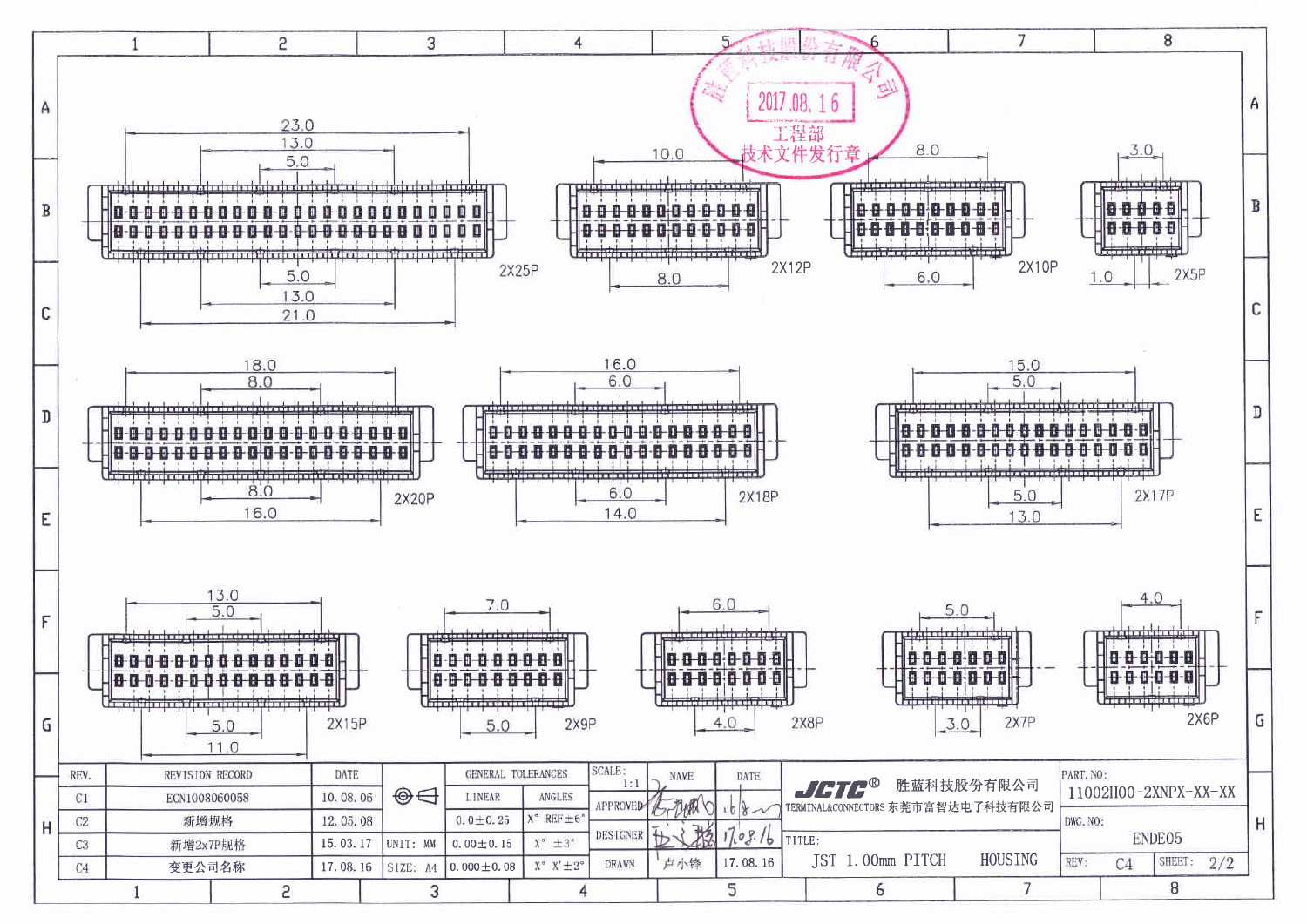23.0
13.0
5.0
5.0
13.0
21.0
2X25P

10.0
8.0
2X12P

8.0
6.0
2X10P

3.0
1.0
2X5P

胜蓝科技股份有限公司
2017.08.16
工程部
技术文件发行章

18.0
8.0
8.0
16.0
2X20P

16.0
6.0
6.0
14.0
2X18P

15.0
5.0
5.0
13.0
2X17P

13.0
5.0
5.0
11.0
2X15P

7.0
5.0
2X9P

6.0
4.0
2X8P

5.0
3.0
2X7P

4.0
2X6P

| REV. | REVISION RECORD | DATE |
|---|---|---|
| C1 | ECN1008060058 | 10.08.06 |
| C2 | 新增规格 | 12.05.08 |
| C3 | 新增2x7P规格 | 15.03.17 |
| C4 | 变更公司名称 | 17.08.16 |

| UNIT: MM | GENERAL TOLERANCES | |
|---|---|---|
| SIZE: A4 | LINEAR | ANGLES |
| | 0.0±0.25 | X° REF±6° |
| | 0.00±0.15 | X° ±3° |
| | 0.000±0.08 | X° X'±2° |

| SCALE: 1:1 | NAME | DATE |
|---|---|---|
| APPROVED | | |
| DESIGNER | | 17.08.16 |
| DRAWN | 卢小锋 | 17.08.16 |

JCTC® 胜蓝科技股份有限公司
TERMINAL&CONNECTORS 东莞市富智达电子科技有限公司

TITLE: JST 1.00mm PITCH HOUSING

PART.NO: 11002H00-2XNPX-XX-XX

DWG.NO: ENDE05

REV: C4

SHEET: 2/2